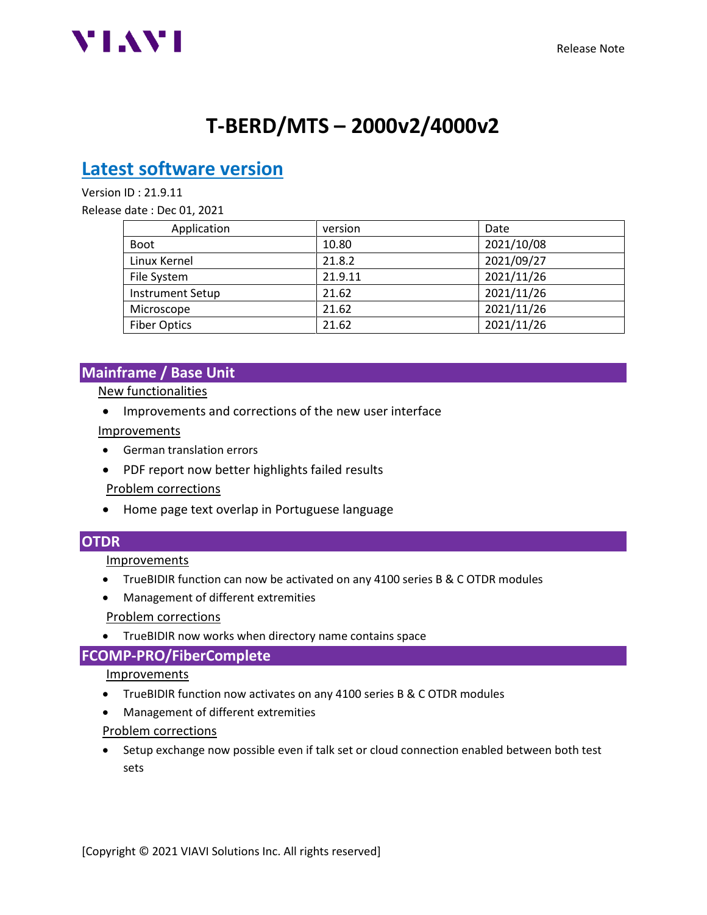# T-BERD/MTS – 2000v2/4000v2

## Latest software version

Version ID : 21.9.11

Release date : Dec 01, 2021

| Application | version | Date |
|---|---|---|
| Boot | 10.80 | 2021/10/08 |
| Linux Kernel | 21.8.2 | 2021/09/27 |
| File System | 21.9.11 | 2021/11/26 |
| Instrument Setup | 21.62 | 2021/11/26 |
| Microscope | 21.62 | 2021/11/26 |
| Fiber Optics | 21.62 | 2021/11/26 |

## Mainframe / Base Unit

New functionalities

- Improvements and corrections of the new user interface

Improvements

- German translation errors
- PDF report now better highlights failed results

Problem corrections

- Home page text overlap in Portuguese language

## OTDR

Improvements

- TrueBIDIR function can now be activated on any 4100 series B & C OTDR modules
- Management of different extremities

Problem corrections

- TrueBIDIR now works when directory name contains space

## FCOMP-PRO/FiberComplete

Improvements

- TrueBIDIR function now activates on any 4100 series B & C OTDR modules
- Management of different extremities

Problem corrections

- Setup exchange now possible even if talk set or cloud connection enabled between both test sets

[Copyright © 2021 VIAVI Solutions Inc. All rights reserved]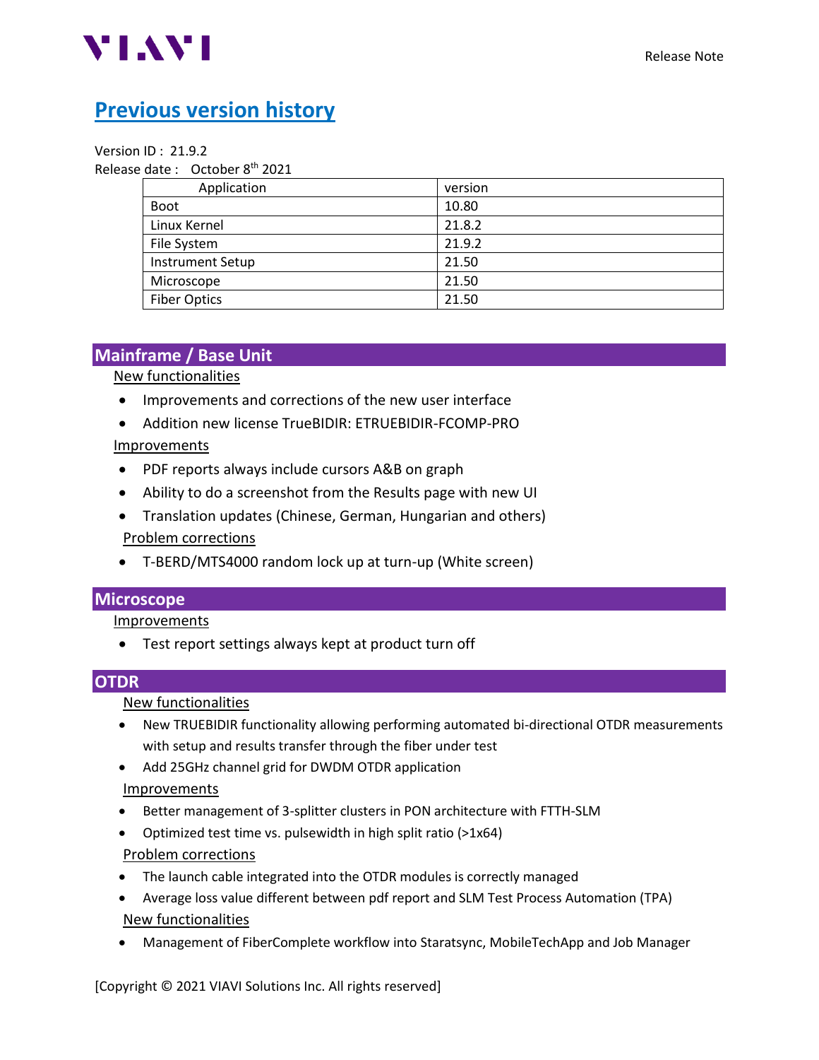# Previous version history

Version ID : 21.9.2

Release date : October 8th 2021

| Application | version |
| --- | --- |
| Boot | 10.80 |
| Linux Kernel | 21.8.2 |
| File System | 21.9.2 |
| Instrument Setup | 21.50 |
| Microscope | 21.50 |
| Fiber Optics | 21.50 |

## Mainframe / Base Unit

New functionalities

- Improvements and corrections of the new user interface
- Addition new license TrueBIDIR: ETRUEBIDIR-FCOMP-PRO

Improvements

- PDF reports always include cursors A&B on graph
- Ability to do a screenshot from the Results page with new UI
- Translation updates (Chinese, German, Hungarian and others)

Problem corrections

- T-BERD/MTS4000 random lock up at turn-up (White screen)

## Microscope

Improvements

- Test report settings always kept at product turn off

## OTDR

New functionalities

- New TRUEBIDIR functionality allowing performing automated bi-directional OTDR measurements with setup and results transfer through the fiber under test
- Add 25GHz channel grid for DWDM OTDR application

Improvements

- Better management of 3-splitter clusters in PON architecture with FTTH-SLM
- Optimized test time vs. pulsewidth in high split ratio (>1x64)

Problem corrections

- The launch cable integrated into the OTDR modules is correctly managed
- Average loss value different between pdf report and SLM Test Process Automation (TPA)

New functionalities

- Management of FiberComplete workflow into Staratsync, MobileTechApp and Job Manager

[Copyright © 2021 VIAVI Solutions Inc. All rights reserved]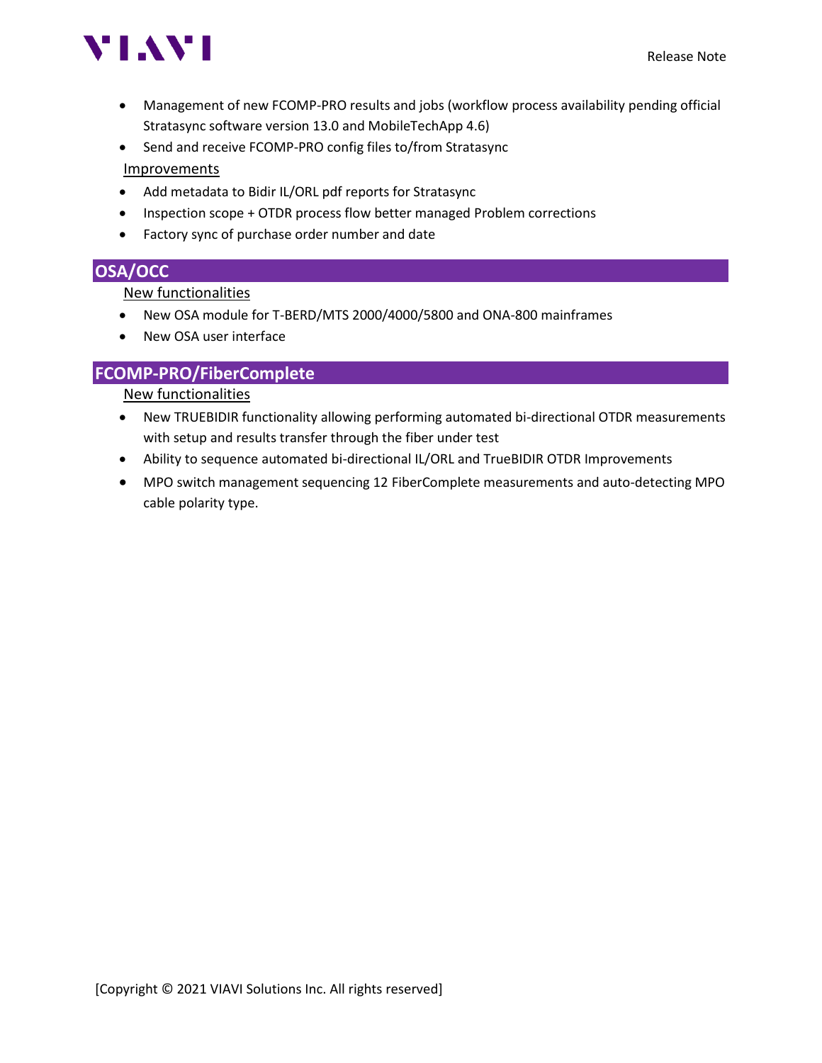- Management of new FCOMP-PRO results and jobs (workflow process availability pending official Stratasync software version 13.0 and MobileTechApp 4.6)
- Send and receive FCOMP-PRO config files to/from Stratasync

<u>Improvements</u>

- Add metadata to Bidir IL/ORL pdf reports for Stratasync
- Inspection scope + OTDR process flow better managed Problem corrections
- Factory sync of purchase order number and date

## OSA/OCC

<u>New functionalities</u>

- New OSA module for T-BERD/MTS 2000/4000/5800 and ONA-800 mainframes
- New OSA user interface

## FCOMP-PRO/FiberComplete

<u>New functionalities</u>

- New TRUEBIDIR functionality allowing performing automated bi-directional OTDR measurements with setup and results transfer through the fiber under test
- Ability to sequence automated bi-directional IL/ORL and TrueBIDIR OTDR Improvements
- MPO switch management sequencing 12 FiberComplete measurements and auto-detecting MPO cable polarity type.

[Copyright © 2021 VIAVI Solutions Inc. All rights reserved]